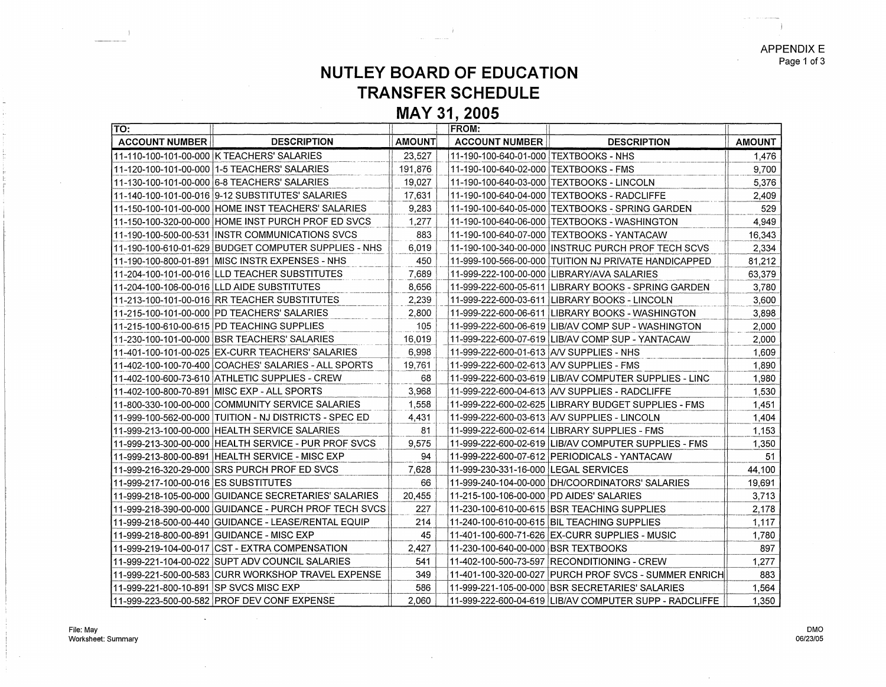APPENDIX E

# NUTLEY BOARD OF EDUCATION
## TRANSFER SCHEDULE
## MAY 31, 2005

| TO: ACCOUNT NUMBER | DESCRIPTION | AMOUNT | FROM: ACCOUNT NUMBER | DESCRIPTION | AMOUNT |
|---|---|---|---|---|---|
| 11-110-100-101-00-000 | K TEACHERS' SALARIES | 23,527 | 11-190-100-640-01-000 | TEXTBOOKS - NHS | 1,476 |
| 11-120-100-101-00-000 | 1-5 TEACHERS' SALARIES | 191,876 | 11-190-100-640-02-000 | TEXTBOOKS - FMS | 9,700 |
| 11-130-100-101-00-000 | 6-8 TEACHERS' SALARIES | 19,027 | 11-190-100-640-03-000 | TEXTBOOKS - LINCOLN | 5,376 |
| 11-140-100-101-00-016 | 9-12 SUBSTITUTES' SALARIES | 17,631 | 11-190-100-640-04-000 | TEXTBOOKS - RADCLIFFE | 2,409 |
| 11-150-100-101-00-000 | HOME INST TEACHERS' SALARIES | 9,283 | 11-190-100-640-05-000 | TEXTBOOKS - SPRING GARDEN | 529 |
| 11-150-100-320-00-000 | HOME INST PURCH PROF ED SVCS | 1,277 | 11-190-100-640-06-000 | TEXTBOOKS - WASHINGTON | 4,949 |
| 11-190-100-500-00-531 | INSTR COMMUNICATIONS SVCS | 883 | 11-190-100-640-07-000 | TEXTBOOKS - YANTACAW | 16,343 |
| 11-190-100-610-01-629 | BUDGET COMPUTER SUPPLIES - NHS | 6,019 | 11-190-100-340-00-000 | INSTRUC PURCH PROF TECH SCVS | 2,334 |
| 11-190-100-800-01-891 | MISC INSTR EXPENSES - NHS | 450 | 11-999-100-566-00-000 | TUITION NJ PRIVATE HANDICAPPED | 81,212 |
| 11-204-100-101-00-016 | LLD TEACHER SUBSTITUTES | 7,689 | 11-999-222-100-00-000 | LIBRARY/AVA SALARIES | 63,379 |
| 11-204-100-106-00-016 | LLD AIDE SUBSTITUTES | 8,656 | 11-999-222-600-05-611 | LIBRARY BOOKS - SPRING GARDEN | 3,780 |
| 11-213-100-101-00-016 | RR TEACHER SUBSTITUTES | 2,239 | 11-999-222-600-03-611 | LIBRARY BOOKS - LINCOLN | 3,600 |
| 11-215-100-101-00-000 | PD TEACHERS' SALARIES | 2,800 | 11-999-222-600-06-611 | LIBRARY BOOKS - WASHINGTON | 3,898 |
| 11-215-100-610-00-615 | PD TEACHING SUPPLIES | 105 | 11-999-222-600-06-619 | LIB/AV COMP SUP - WASHINGTON | 2,000 |
| 11-230-100-101-00-000 | BSR TEACHERS' SALARIES | 16,019 | 11-999-222-600-07-619 | LIB/AV COMP SUP - YANTACAW | 2,000 |
| 11-401-100-101-00-025 | EX-CURR TEACHERS' SALARIES | 6,998 | 11-999-222-600-01-613 | A/V SUPPLIES - NHS | 1,609 |
| 11-402-100-100-70-400 | COACHES' SALARIES - ALL SPORTS | 19,761 | 11-999-222-600-02-613 | A/V SUPPLIES - FMS | 1,890 |
| 11-402-100-600-73-610 | ATHLETIC SUPPLIES - CREW | 68 | 11-999-222-600-03-619 | LIB/AV COMPUTER SUPPLIES - LINC | 1,980 |
| 11-402-100-800-70-891 | MISC EXP - ALL SPORTS | 3,968 | 11-999-222-600-04-613 | A/V SUPPLIES - RADCLIFFE | 1,530 |
| 11-800-330-100-00-000 | COMMUNITY SERVICE SALARIES | 1,558 | 11-999-222-600-02-625 | LIBRARY BUDGET SUPPLIES - FMS | 1,451 |
| 11-999-100-562-00-000 | TUITION - NJ DISTRICTS - SPEC ED | 4,431 | 11-999-222-600-03-613 | A/V SUPPLIES - LINCOLN | 1,404 |
| 11-999-213-100-00-000 | HEALTH SERVICE SALARIES | 81 | 11-999-222-600-02-614 | LIBRARY SUPPLIES - FMS | 1,153 |
| 11-999-213-300-00-000 | HEALTH SERVICE - PUR PROF SVCS | 9,575 | 11-999-222-600-02-619 | LIB/AV COMPUTER SUPPLIES - FMS | 1,350 |
| 11-999-213-800-00-891 | HEALTH SERVICE - MISC EXP | 94 | 11-999-222-600-07-612 | PERIODICALS - YANTACAW | 51 |
| 11-999-216-320-29-000 | SRS PURCH PROF ED SVCS | 7,628 | 11-999-230-331-16-000 | LEGAL SERVICES | 44,100 |
| 11-999-217-100-00-016 | ES SUBSTITUTES | 66 | 11-999-240-104-00-000 | DH/COORDINATORS' SALARIES | 19,691 |
| 11-999-218-105-00-000 | GUIDANCE SECRETARIES' SALARIES | 20,455 | 11-215-100-106-00-000 | PD AIDES' SALARIES | 3,713 |
| 11-999-218-390-00-000 | GUIDANCE - PURCH PROF TECH SVCS | 227 | 11-230-100-610-00-615 | BSR TEACHING SUPPLIES | 2,178 |
| 11-999-218-500-00-440 | GUIDANCE - LEASE/RENTAL EQUIP | 214 | 11-240-100-610-00-615 | BIL TEACHING SUPPLIES | 1,117 |
| 11-999-218-800-00-891 | GUIDANCE - MISC EXP | 45 | 11-401-100-600-71-626 | EX-CURR SUPPLIES - MUSIC | 1,780 |
| 11-999-219-104-00-017 | CST - EXTRA COMPENSATION | 2,427 | 11-230-100-640-00-000 | BSR TEXTBOOKS | 897 |
| 11-999-221-104-00-022 | SUPT ADV COUNCIL SALARIES | 541 | 11-402-100-500-73-597 | RECONDITIONING - CREW | 1,277 |
| 11-999-221-500-00-583 | CURR WORKSHOP TRAVEL EXPENSE | 349 | 11-401-100-320-00-027 | PURCH PROF SVCS - SUMMER ENRICH | 883 |
| 11-999-221-800-10-891 | SP SVCS MISC EXP | 586 | 11-999-221-105-00-000 | BSR SECRETARIES' SALARIES | 1,564 |
| 11-999-223-500-00-582 | PROF DEV CONF EXPENSE | 2,060 | 11-999-222-600-04-619 | LIB/AV COMPUTER SUPP - RADCLIFFE | 1,350 |

File: May
Worksheet: Summary

DMO
06/23/05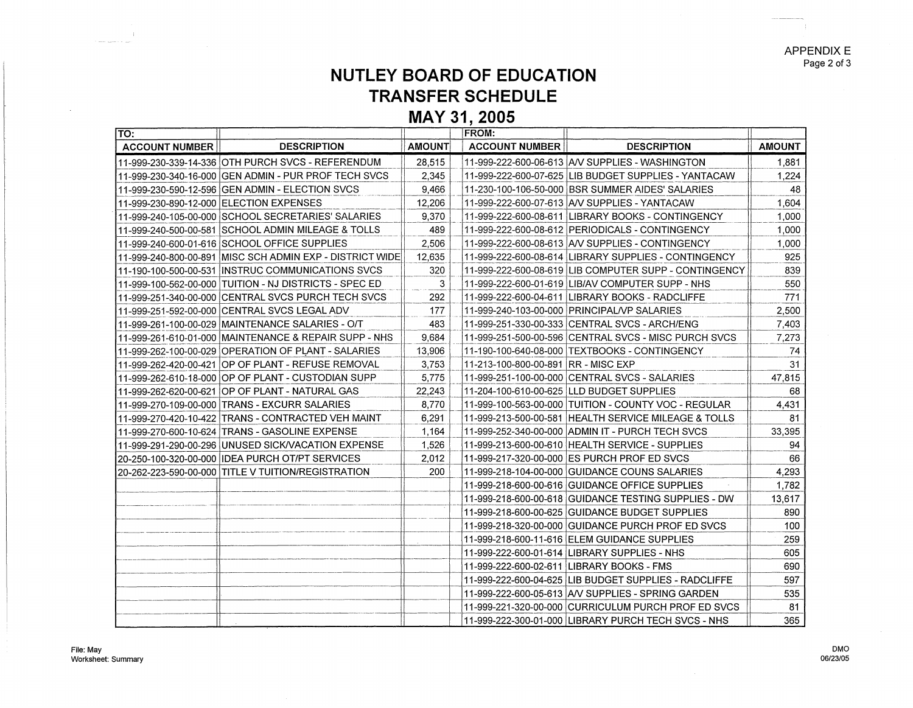APPENDIX E

# NUTLEY BOARD OF EDUCATION
## TRANSFER SCHEDULE
## MAY 31, 2005

| TO: | | | FROM: | | |
|---|---|---|---|---|---|
| **ACCOUNT NUMBER** | **DESCRIPTION** | **AMOUNT** | **ACCOUNT NUMBER** | **DESCRIPTION** | **AMOUNT** |
| 11-999-230-339-14-336 | OTH PURCH SVCS - REFERENDUM | 28,515 | 11-999-222-600-06-613 | A/V SUPPLIES - WASHINGTON | 1,881 |
| 11-999-230-340-16-000 | GEN ADMIN - PUR PROF TECH SVCS | 2,345 | 11-999-222-600-07-625 | LIB BUDGET SUPPLIES - YANTACAW | 1,224 |
| 11-999-230-590-12-596 | GEN ADMIN - ELECTION SVCS | 9,466 | 11-230-100-106-50-000 | BSR SUMMER AIDES' SALARIES | 48 |
| 11-999-230-890-12-000 | ELECTION EXPENSES | 12,206 | 11-999-222-600-07-613 | A/V SUPPLIES - YANTACAW | 1,604 |
| 11-999-240-105-00-000 | SCHOOL SECRETARIES' SALARIES | 9,370 | 11-999-222-600-08-611 | LIBRARY BOOKS - CONTINGENCY | 1,000 |
| 11-999-240-500-00-581 | SCHOOL ADMIN MILEAGE & TOLLS | 489 | 11-999-222-600-08-612 | PERIODICALS - CONTINGENCY | 1,000 |
| 11-999-240-600-01-616 | SCHOOL OFFICE SUPPLIES | 2,506 | 11-999-222-600-08-613 | A/V SUPPLIES - CONTINGENCY | 1,000 |
| 11-999-240-800-00-891 | MISC SCH ADMIN EXP - DISTRICT WIDE | 12,635 | 11-999-222-600-08-614 | LIBRARY SUPPLIES - CONTINGENCY | 925 |
| 11-190-100-500-00-531 | INSTRUC COMMUNICATIONS SVCS | 320 | 11-999-222-600-08-619 | LIB COMPUTER SUPP - CONTINGENCY | 839 |
| 11-999-100-562-00-000 | TUITION - NJ DISTRICTS - SPEC ED | 3 | 11-999-222-600-01-619 | LIB/AV COMPUTER SUPP - NHS | 550 |
| 11-999-251-340-00-000 | CENTRAL SVCS PURCH TECH SVCS | 292 | 11-999-222-600-04-611 | LIBRARY BOOKS - RADCLIFFE | 771 |
| 11-999-251-592-00-000 | CENTRAL SVCS LEGAL ADV | 177 | 11-999-240-103-00-000 | PRINCIPAL/VP SALARIES | 2,500 |
| 11-999-261-100-00-029 | MAINTENANCE SALARIES - O/T | 483 | 11-999-251-330-00-333 | CENTRAL SVCS - ARCH/ENG | 7,403 |
| 11-999-261-610-01-000 | MAINTENANCE & REPAIR SUPP - NHS | 9,684 | 11-999-251-500-00-596 | CENTRAL SVCS - MISC PURCH SVCS | 7,273 |
| 11-999-262-100-00-029 | OPERATION OF PLANT - SALARIES | 13,906 | 11-190-100-640-08-000 | TEXTBOOKS - CONTINGENCY | 74 |
| 11-999-262-420-00-421 | OP OF PLANT - REFUSE REMOVAL | 3,753 | 11-213-100-800-00-891 | RR - MISC EXP | 31 |
| 11-999-262-610-18-000 | OP OF PLANT - CUSTODIAN SUPP | 5,775 | 11-999-251-100-00-000 | CENTRAL SVCS - SALARIES | 47,815 |
| 11-999-262-620-00-621 | OP OF PLANT - NATURAL GAS | 22,243 | 11-204-100-610-00-625 | LLD BUDGET SUPPLIES | 68 |
| 11-999-270-109-00-000 | TRANS - EXCURR SALARIES | 8,770 | 11-999-100-563-00-000 | TUITION - COUNTY VOC - REGULAR | 4,431 |
| 11-999-270-420-10-422 | TRANS - CONTRACTED VEH MAINT | 6,291 | 11-999-213-500-00-581 | HEALTH SERVICE MILEAGE & TOLLS | 81 |
| 11-999-270-600-10-624 | TRANS - GASOLINE EXPENSE | 1,164 | 11-999-252-340-00-000 | ADMIN IT - PURCH TECH SVCS | 33,395 |
| 11-999-291-290-00-296 | UNUSED SICK/VACATION EXPENSE | 1,526 | 11-999-213-600-00-610 | HEALTH SERVICE - SUPPLIES | 94 |
| 20-250-100-320-00-000 | IDEA PURCH OT/PT SERVICES | 2,012 | 11-999-217-320-00-000 | ES PURCH PROF ED SVCS | 66 |
| 20-262-223-590-00-000 | TITLE V TUITION/REGISTRATION | 200 | 11-999-218-104-00-000 | GUIDANCE COUNS SALARIES | 4,293 |
| | | | 11-999-218-600-00-616 | GUIDANCE OFFICE SUPPLIES | 1,782 |
| | | | 11-999-218-600-00-618 | GUIDANCE TESTING SUPPLIES - DW | 13,617 |
| | | | 11-999-218-600-00-625 | GUIDANCE BUDGET SUPPLIES | 890 |
| | | | 11-999-218-320-00-000 | GUIDANCE PURCH PROF ED SVCS | 100 |
| | | | 11-999-218-600-11-616 | ELEM GUIDANCE SUPPLIES | 259 |
| | | | 11-999-222-600-01-614 | LIBRARY SUPPLIES - NHS | 605 |
| | | | 11-999-222-600-02-611 | LIBRARY BOOKS - FMS | 690 |
| | | | 11-999-222-600-04-625 | LIB BUDGET SUPPLIES - RADCLIFFE | 597 |
| | | | 11-999-222-600-05-613 | A/V SUPPLIES - SPRING GARDEN | 535 |
| | | | 11-999-221-320-00-000 | CURRICULUM PURCH PROF ED SVCS | 81 |
| | | | 11-999-222-300-01-000 | LIBRARY PURCH TECH SVCS - NHS | 365 |

File: May
Worksheet: Summary

DMO
06/23/05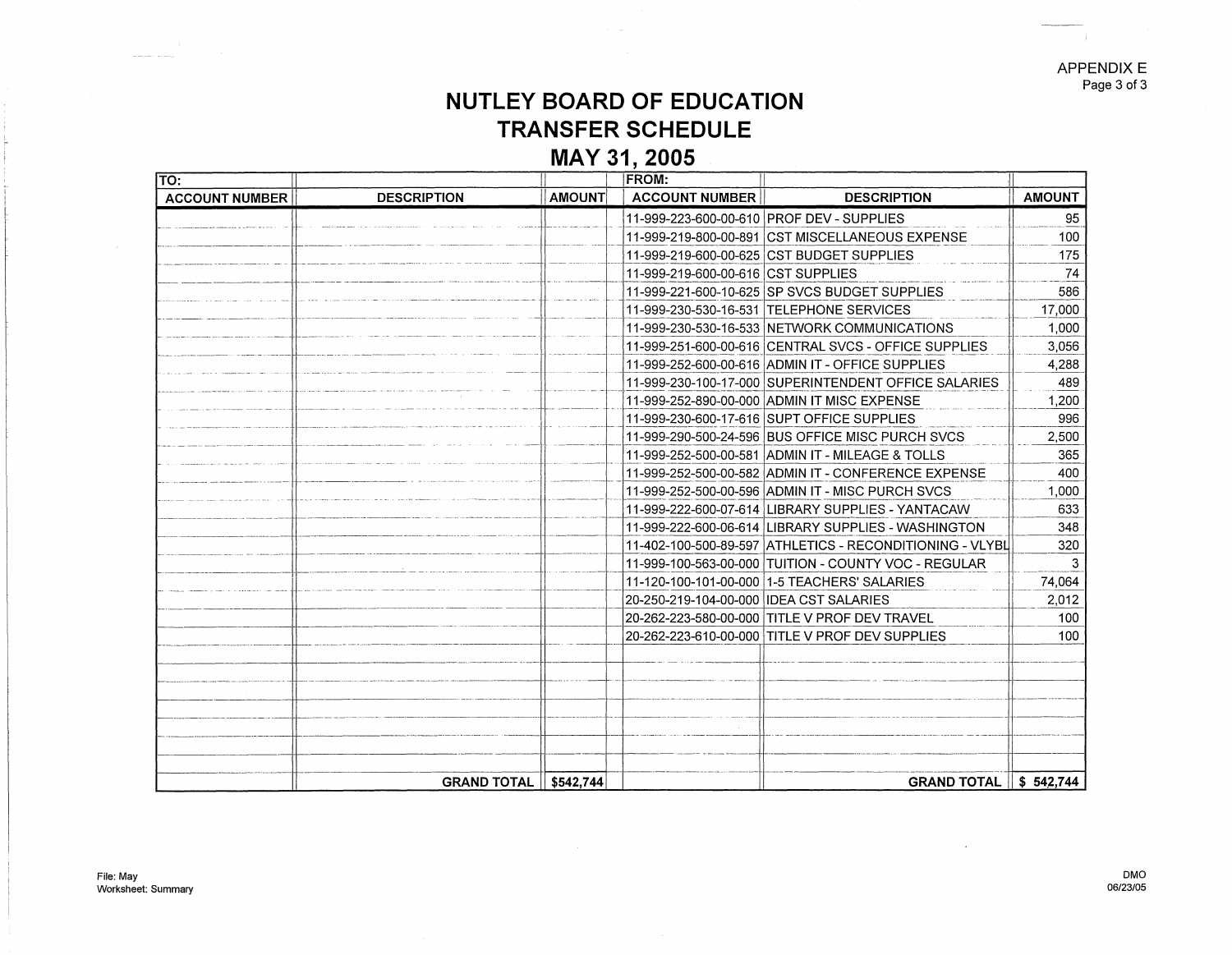# NUTLEY BOARD OF EDUCATION
# TRANSFER SCHEDULE
# MAY 31, 2005

| TO: | | | FROM: | | |
|---|---|---|---|---|---|
| ACCOUNT NUMBER | DESCRIPTION | AMOUNT | ACCOUNT NUMBER | DESCRIPTION | AMOUNT |
| | | | 11-999-223-600-00-610 | PROF DEV - SUPPLIES | 95 |
| | | | 11-999-219-800-00-891 | CST MISCELLANEOUS EXPENSE | 100 |
| | | | 11-999-219-600-00-625 | CST BUDGET SUPPLIES | 175 |
| | | | 11-999-219-600-00-616 | CST SUPPLIES | 74 |
| | | | 11-999-221-600-10-625 | SP SVCS BUDGET SUPPLIES | 586 |
| | | | 11-999-230-530-16-531 | TELEPHONE SERVICES | 17,000 |
| | | | 11-999-230-530-16-533 | NETWORK COMMUNICATIONS | 1,000 |
| | | | 11-999-251-600-00-616 | CENTRAL SVCS - OFFICE SUPPLIES | 3,056 |
| | | | 11-999-252-600-00-616 | ADMIN IT - OFFICE SUPPLIES | 4,288 |
| | | | 11-999-230-100-17-000 | SUPERINTENDENT OFFICE SALARIES | 489 |
| | | | 11-999-252-890-00-000 | ADMIN IT MISC EXPENSE | 1,200 |
| | | | 11-999-230-600-17-616 | SUPT OFFICE SUPPLIES | 996 |
| | | | 11-999-290-500-24-596 | BUS OFFICE MISC PURCH SVCS | 2,500 |
| | | | 11-999-252-500-00-581 | ADMIN IT - MILEAGE & TOLLS | 365 |
| | | | 11-999-252-500-00-582 | ADMIN IT - CONFERENCE EXPENSE | 400 |
| | | | 11-999-252-500-00-596 | ADMIN IT - MISC PURCH SVCS | 1,000 |
| | | | 11-999-222-600-07-614 | LIBRARY SUPPLIES - YANTACAW | 633 |
| | | | 11-999-222-600-06-614 | LIBRARY SUPPLIES - WASHINGTON | 348 |
| | | | 11-402-100-500-89-597 | ATHLETICS - RECONDITIONING - VLYBL | 320 |
| | | | 11-999-100-563-00-000 | TUITION - COUNTY VOC - REGULAR | 3 |
| | | | 11-120-100-101-00-000 | 1-5 TEACHERS' SALARIES | 74,064 |
| | | | 20-250-219-104-00-000 | IDEA CST SALARIES | 2,012 |
| | | | 20-262-223-580-00-000 | TITLE V PROF DEV TRAVEL | 100 |
| | | | 20-262-223-610-00-000 | TITLE V PROF DEV SUPPLIES | 100 |
| | GRAND TOTAL | $542,744 | | GRAND TOTAL | $ 542,744 |

File: May
Worksheet: Summary

DMO
06/23/05